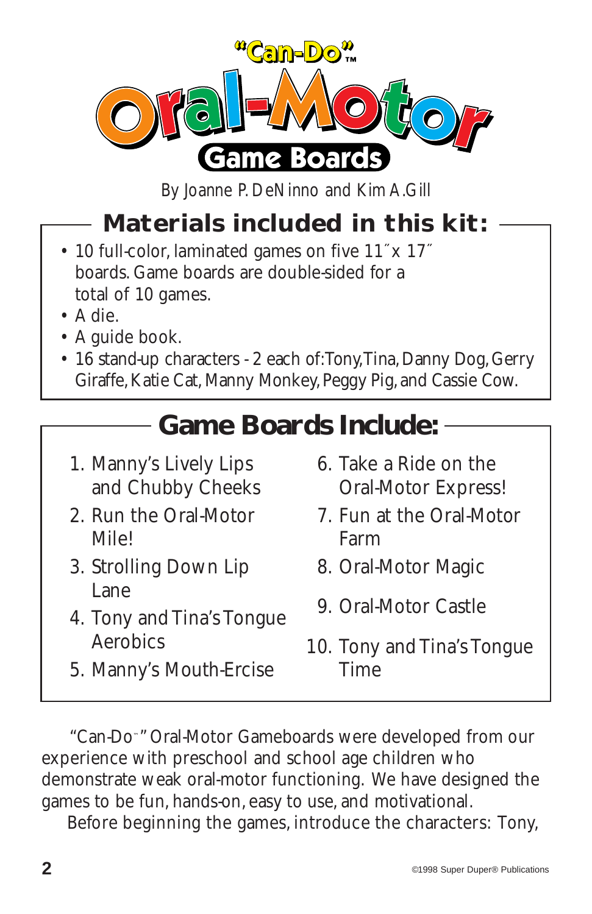# "Can-Do"™ Oral-Motor Game Boards

By Joanne P. DeNinno and Kim A.Gill

## Materials included in this kit:

- 10 full-color, laminated games on five 11˝ x 17˝ boards. Game boards are double-sided for a total of 10 games.
- A die.
- A guide book.
- 16 stand-up characters - 2 each of: Tony, Tina, Danny Dog, Gerry Giraffe, Katie Cat, Manny Monkey, Peggy Pig, and Cassie Cow.

## Game Boards Include:

1. Manny's Lively Lips and Chubby Cheeks
2. Run the Oral-Motor Mile!
3. Strolling Down Lip Lane
4. Tony and Tina's Tongue Aerobics
5. Manny's Mouth-Ercise
6. Take a Ride on the Oral-Motor Express!
7. Fun at the Oral-Motor Farm
8. Oral-Motor Magic
9. Oral-Motor Castle
10. Tony and Tina's Tongue Time

"Can-Do™" Oral-Motor Gameboards were developed from our experience with preschool and school age children who demonstrate weak oral-motor functioning. We have designed the games to be fun, hands-on, easy to use, and motivational.

Before beginning the games, introduce the characters: Tony,

©1998 Super Duper® Publications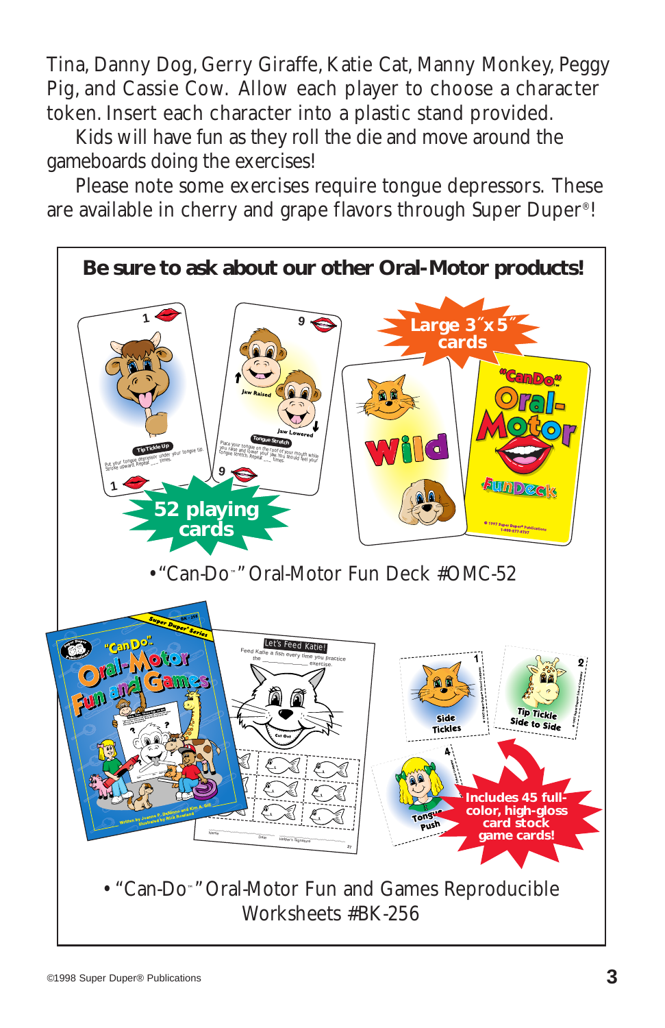Tina, Danny Dog, Gerry Giraffe, Katie Cat, Manny Monkey, Peggy Pig, and Cassie Cow. Allow each player to choose a character token. Insert each character into a plastic stand provided.

Kids will have fun as they roll the die and move around the gameboards doing the exercises!

Please note some exercises require tongue depressors. These are available in cherry and grape flavors through Super Duper®!

**Be sure to ask about our other Oral-Motor products!**

52 playing cards

Large 3″x 5″ cards

• "Can-Do™" Oral-Motor Fun Deck #OMC-52

Includes 45 full-color, high-gloss card stock game cards!

• "Can-Do™" Oral-Motor Fun and Games Reproducible Worksheets #BK-256

©1998 Super Duper® Publications